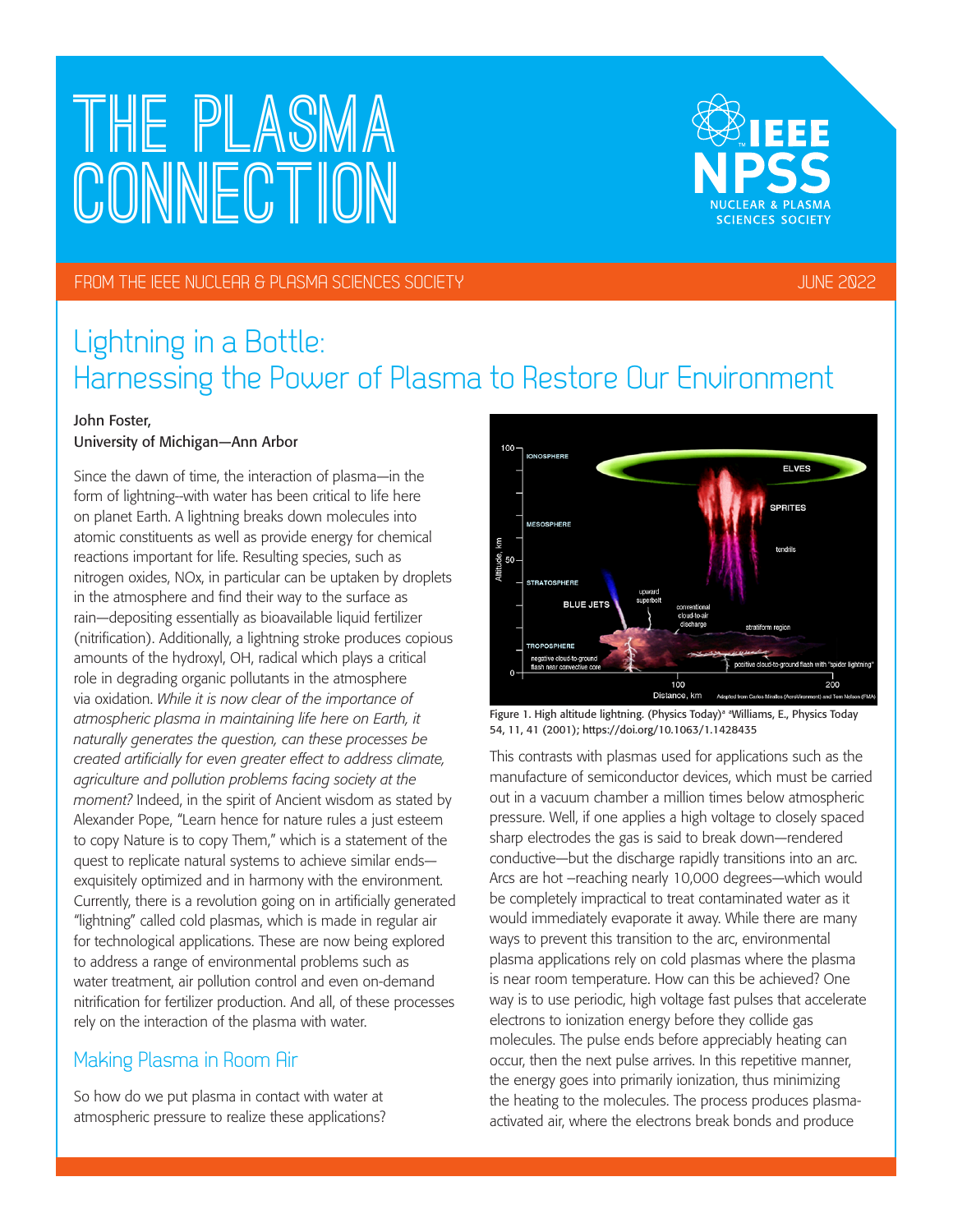# THE PLASMA CONNECTION

FROM THE IEEE NUCLEAR & PLASMA SCIENCES SOCIETY — JUNE 2022

## Lightning in a Bottle: Harnessing the Power of Plasma to Restore Our Environment

John Foster,
University of Michigan—Ann Arbor

Since the dawn of time, the interaction of plasma—in the form of lightning--with water has been critical to life here on planet Earth. A lightning breaks down molecules into atomic constituents as well as provide energy for chemical reactions important for life. Resulting species, such as nitrogen oxides, NOx, in particular can be uptaken by droplets in the atmosphere and find their way to the surface as rain—depositing essentially as bioavailable liquid fertilizer (nitrification). Additionally, a lightning stroke produces copious amounts of the hydroxyl, OH, radical which plays a critical role in degrading organic pollutants in the atmosphere via oxidation. *While it is now clear of the importance of atmospheric plasma in maintaining life here on Earth, it naturally generates the question, can these processes be created artificially for even greater effect to address climate, agriculture and pollution problems facing society at the moment?* Indeed, in the spirit of Ancient wisdom as stated by Alexander Pope, "Learn hence for nature rules a just esteem to copy Nature is to copy Them," which is a statement of the quest to replicate natural systems to achieve similar ends—exquisitely optimized and in harmony with the environment. Currently, there is a revolution going on in artificially generated "lightning" called cold plasmas, which is made in regular air for technological applications. These are now being explored to address a range of environmental problems such as water treatment, air pollution control and even on-demand nitrification for fertilizer production. And all, of these processes rely on the interaction of the plasma with water.

### Making Plasma in Room Air

So how do we put plasma in contact with water at atmospheric pressure to realize these applications?

Figure 1. High altitude lightning. (Physics Today)[a] [a]Williams, E., Physics Today 54, 11, 41 (2001); https://doi.org/10.1063/1.1428435

This contrasts with plasmas used for applications such as the manufacture of semiconductor devices, which must be carried out in a vacuum chamber a million times below atmospheric pressure. Well, if one applies a high voltage to closely spaced sharp electrodes the gas is said to break down—rendered conductive—but the discharge rapidly transitions into an arc. Arcs are hot –reaching nearly 10,000 degrees—which would be completely impractical to treat contaminated water as it would immediately evaporate it away. While there are many ways to prevent this transition to the arc, environmental plasma applications rely on cold plasmas where the plasma is near room temperature. How can this be achieved? One way is to use periodic, high voltage fast pulses that accelerate electrons to ionization energy before they collide gas molecules. The pulse ends before appreciably heating can occur, then the next pulse arrives. In this repetitive manner, the energy goes into primarily ionization, thus minimizing the heating to the molecules. The process produces plasma-activated air, where the electrons break bonds and produce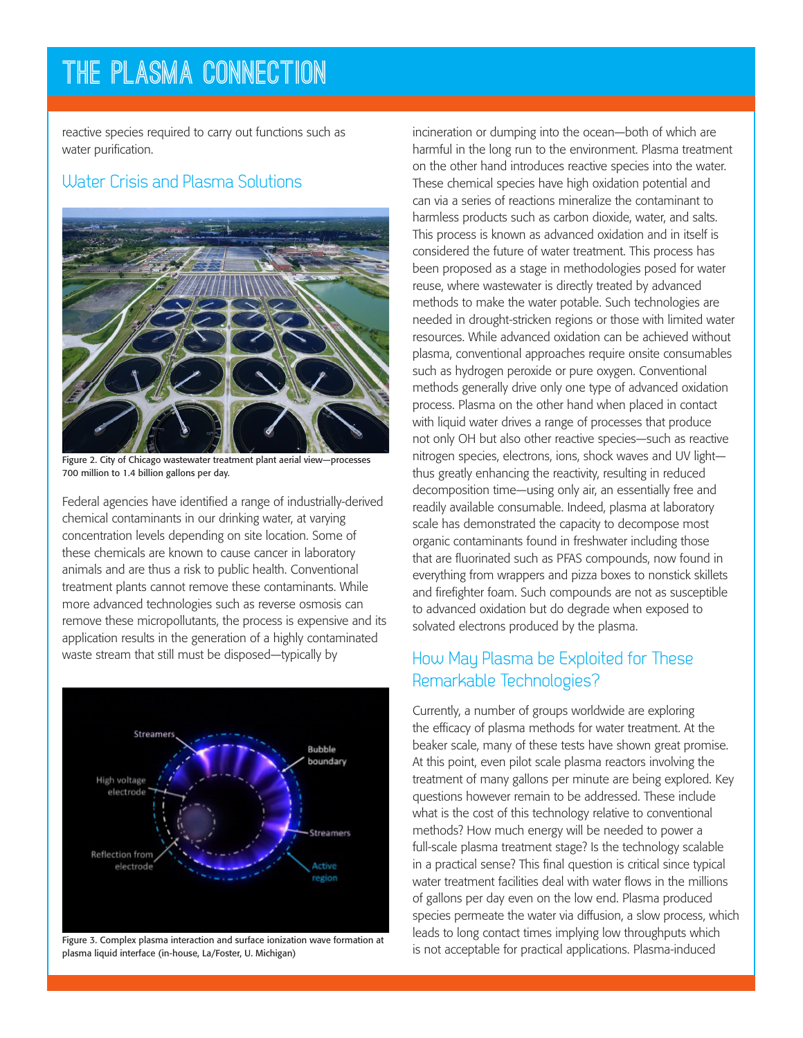reactive species required to carry out functions such as water purification.

## Water Crisis and Plasma Solutions

Figure 2. City of Chicago wastewater treatment plant aerial view—processes 700 million to 1.4 billion gallons per day.

Federal agencies have identified a range of industrially-derived chemical contaminants in our drinking water, at varying concentration levels depending on site location. Some of these chemicals are known to cause cancer in laboratory animals and are thus a risk to public health. Conventional treatment plants cannot remove these contaminants. While more advanced technologies such as reverse osmosis can remove these micropollutants, the process is expensive and its application results in the generation of a highly contaminated waste stream that still must be disposed—typically by incineration or dumping into the ocean—both of which are harmful in the long run to the environment. Plasma treatment on the other hand introduces reactive species into the water. These chemical species have high oxidation potential and can via a series of reactions mineralize the contaminant to harmless products such as carbon dioxide, water, and salts. This process is known as advanced oxidation and in itself is considered the future of water treatment. This process has been proposed as a stage in methodologies posed for water reuse, where wastewater is directly treated by advanced methods to make the water potable. Such technologies are needed in drought-stricken regions or those with limited water resources. While advanced oxidation can be achieved without plasma, conventional approaches require onsite consumables such as hydrogen peroxide or pure oxygen. Conventional methods generally drive only one type of advanced oxidation process. Plasma on the other hand when placed in contact with liquid water drives a range of processes that produce not only OH but also other reactive species—such as reactive nitrogen species, electrons, ions, shock waves and UV light—thus greatly enhancing the reactivity, resulting in reduced decomposition time—using only air, an essentially free and readily available consumable. Indeed, plasma at laboratory scale has demonstrated the capacity to decompose most organic contaminants found in freshwater including those that are fluorinated such as PFAS compounds, now found in everything from wrappers and pizza boxes to nonstick skillets and firefighter foam. Such compounds are not as susceptible to advanced oxidation but do degrade when exposed to solvated electrons produced by the plasma.

Figure 3. Complex plasma interaction and surface ionization wave formation at plasma liquid interface (in-house, La/Foster, U. Michigan)

## How May Plasma be Exploited for These Remarkable Technologies?

Currently, a number of groups worldwide are exploring the efficacy of plasma methods for water treatment. At the beaker scale, many of these tests have shown great promise. At this point, even pilot scale plasma reactors involving the treatment of many gallons per minute are being explored. Key questions however remain to be addressed. These include what is the cost of this technology relative to conventional methods? How much energy will be needed to power a full-scale plasma treatment stage? Is the technology scalable in a practical sense? This final question is critical since typical water treatment facilities deal with water flows in the millions of gallons per day even on the low end. Plasma produced species permeate the water via diffusion, a slow process, which leads to long contact times implying low throughputs which is not acceptable for practical applications. Plasma-induced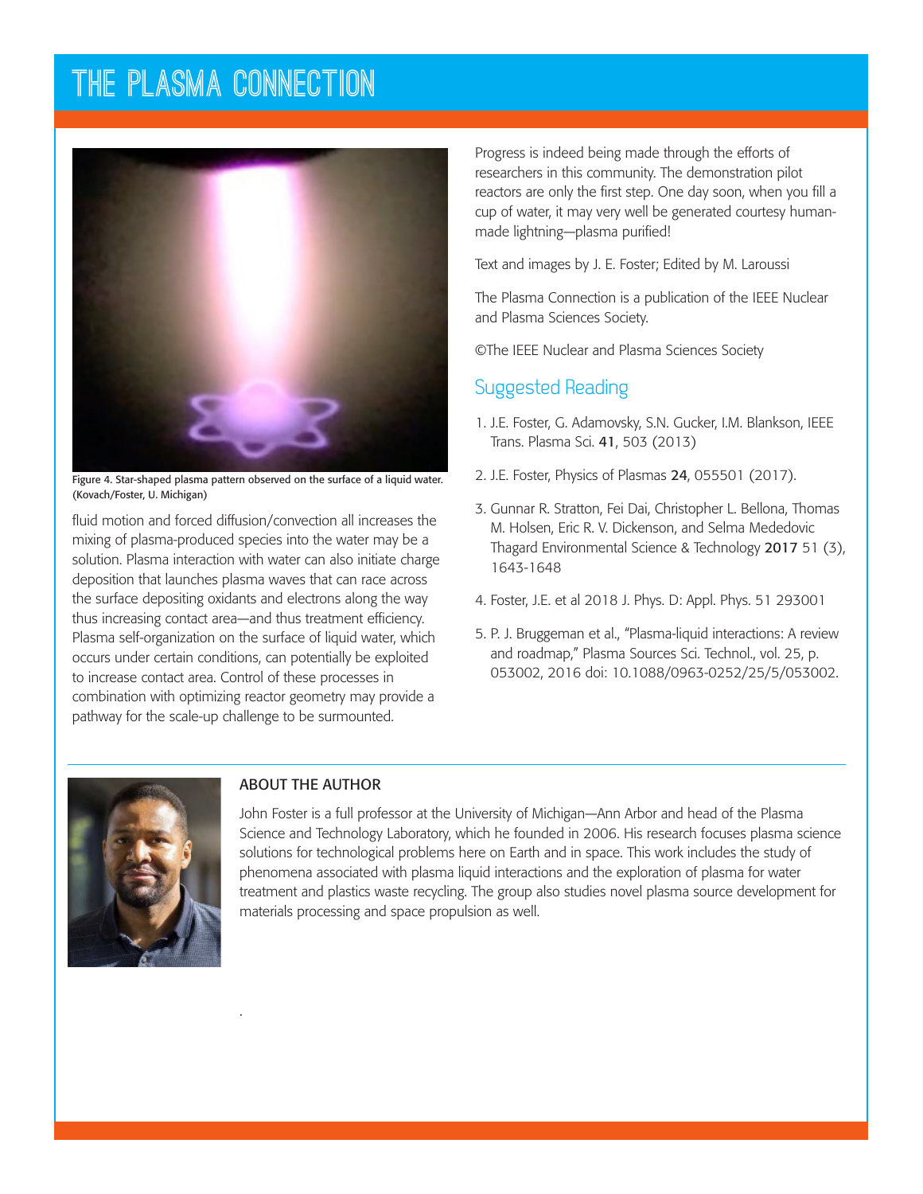Figure 4. Star-shaped plasma pattern observed on the surface of a liquid water. (Kovach/Foster, U. Michigan)

fluid motion and forced diffusion/convection all increases the mixing of plasma-produced species into the water may be a solution. Plasma interaction with water can also initiate charge deposition that launches plasma waves that can race across the surface depositing oxidants and electrons along the way thus increasing contact area—and thus treatment efficiency. Plasma self-organization on the surface of liquid water, which occurs under certain conditions, can potentially be exploited to increase contact area. Control of these processes in combination with optimizing reactor geometry may provide a pathway for the scale-up challenge to be surmounted.

Progress is indeed being made through the efforts of researchers in this community. The demonstration pilot reactors are only the first step. One day soon, when you fill a cup of water, it may very well be generated courtesy human-made lightning—plasma purified!

Text and images by J. E. Foster; Edited by M. Laroussi

The Plasma Connection is a publication of the IEEE Nuclear and Plasma Sciences Society.

©The IEEE Nuclear and Plasma Sciences Society

## Suggested Reading

1. J.E. Foster, G. Adamovsky, S.N. Gucker, I.M. Blankson, IEEE Trans. Plasma Sci. **41**, 503 (2013)
2. J.E. Foster, Physics of Plasmas **24**, 055501 (2017).
3. Gunnar R. Stratton, Fei Dai, Christopher L. Bellona, Thomas M. Holsen, Eric R. V. Dickenson, and Selma Mededovic Thagard Environmental Science & Technology **2017** 51 (3), 1643-1648
4. Foster, J.E. et al 2018 J. Phys. D: Appl. Phys. 51 293001
5. P. J. Bruggeman et al., "Plasma-liquid interactions: A review and roadmap," Plasma Sources Sci. Technol., vol. 25, p. 053002, 2016 doi: 10.1088/0963-0252/25/5/053002.

## ABOUT THE AUTHOR

John Foster is a full professor at the University of Michigan—Ann Arbor and head of the Plasma Science and Technology Laboratory, which he founded in 2006. His research focuses plasma science solutions for technological problems here on Earth and in space. This work includes the study of phenomena associated with plasma liquid interactions and the exploration of plasma for water treatment and plastics waste recycling. The group also studies novel plasma source development for materials processing and space propulsion as well.